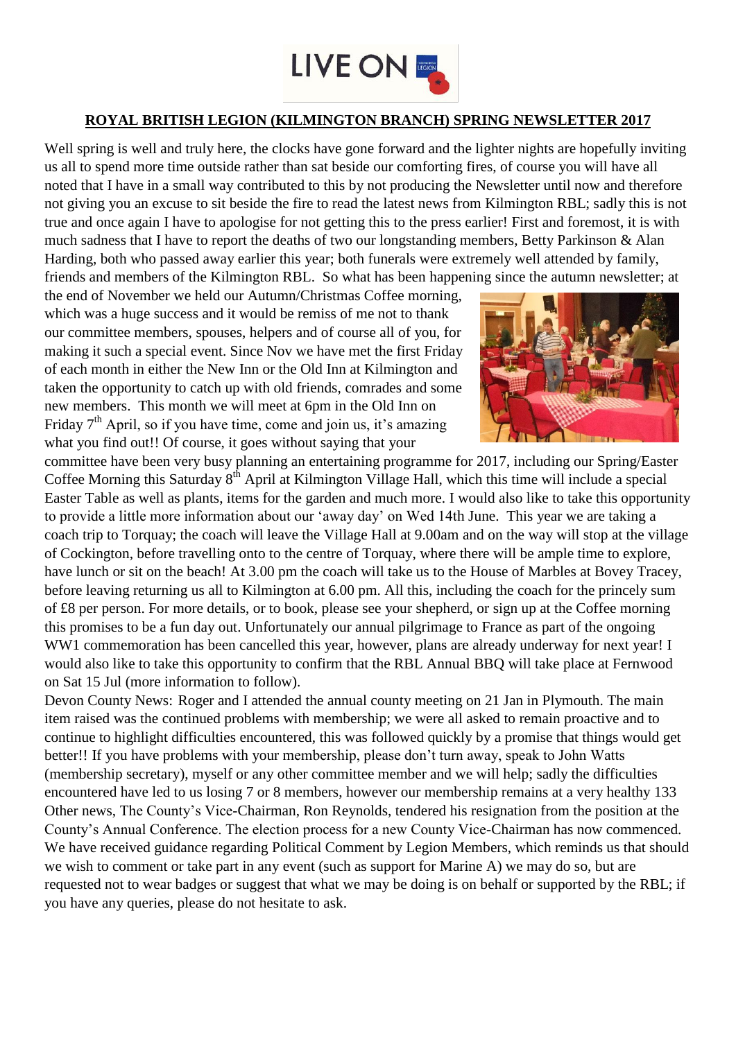**LIVE ON**

## ROYAL BRITISH LEGION (KILMINGTON BRANCH) SPRING NEWSLETTER 2017

Well spring is well and truly here, the clocks have gone forward and the lighter nights are hopefully inviting us all to spend more time outside rather than sat beside our comforting fires, of course you will have all noted that I have in a small way contributed to this by not producing the Newsletter until now and therefore not giving you an excuse to sit beside the fire to read the latest news from Kilmington RBL; sadly this is not true and once again I have to apologise for not getting this to the press earlier! First and foremost, it is with much sadness that I have to report the deaths of two our longstanding members, Betty Parkinson & Alan Harding, both who passed away earlier this year; both funerals were extremely well attended by family, friends and members of the Kilmington RBL. So what has been happening since the autumn newsletter; at the end of November we held our Autumn/Christmas Coffee morning, which was a huge success and it would be remiss of me not to thank our committee members, spouses, helpers and of course all of you, for making it such a special event. Since Nov we have met the first Friday of each month in either the New Inn or the Old Inn at Kilmington and taken the opportunity to catch up with old friends, comrades and some new members. This month we will meet at 6pm in the Old Inn on Friday 7th April, so if you have time, come and join us, it's amazing what you find out!! Of course, it goes without saying that your committee have been very busy planning an entertaining programme for 2017, including our Spring/Easter Coffee Morning this Saturday 8th April at Kilmington Village Hall, which this time will include a special Easter Table as well as plants, items for the garden and much more. I would also like to take this opportunity to provide a little more information about our 'away day' on Wed 14th June. This year we are taking a coach trip to Torquay; the coach will leave the Village Hall at 9.00am and on the way will stop at the village of Cockington, before travelling onto to the centre of Torquay, where there will be ample time to explore, have lunch or sit on the beach! At 3.00 pm the coach will take us to the House of Marbles at Bovey Tracey, before leaving returning us all to Kilmington at 6.00 pm. All this, including the coach for the princely sum of £8 per person. For more details, or to book, please see your shepherd, or sign up at the Coffee morning this promises to be a fun day out. Unfortunately our annual pilgrimage to France as part of the ongoing WW1 commemoration has been cancelled this year, however, plans are already underway for next year! I would also like to take this opportunity to confirm that the RBL Annual BBQ will take place at Fernwood on Sat 15 Jul (more information to follow).

Devon County News: Roger and I attended the annual county meeting on 21 Jan in Plymouth. The main item raised was the continued problems with membership; we were all asked to remain proactive and to continue to highlight difficulties encountered, this was followed quickly by a promise that things would get better!! If you have problems with your membership, please don't turn away, speak to John Watts (membership secretary), myself or any other committee member and we will help; sadly the difficulties encountered have led to us losing 7 or 8 members, however our membership remains at a very healthy 133 Other news, The County's Vice-Chairman, Ron Reynolds, tendered his resignation from the position at the County's Annual Conference. The election process for a new County Vice-Chairman has now commenced. We have received guidance regarding Political Comment by Legion Members, which reminds us that should we wish to comment or take part in any event (such as support for Marine A) we may do so, but are requested not to wear badges or suggest that what we may be doing is on behalf or supported by the RBL; if you have any queries, please do not hesitate to ask.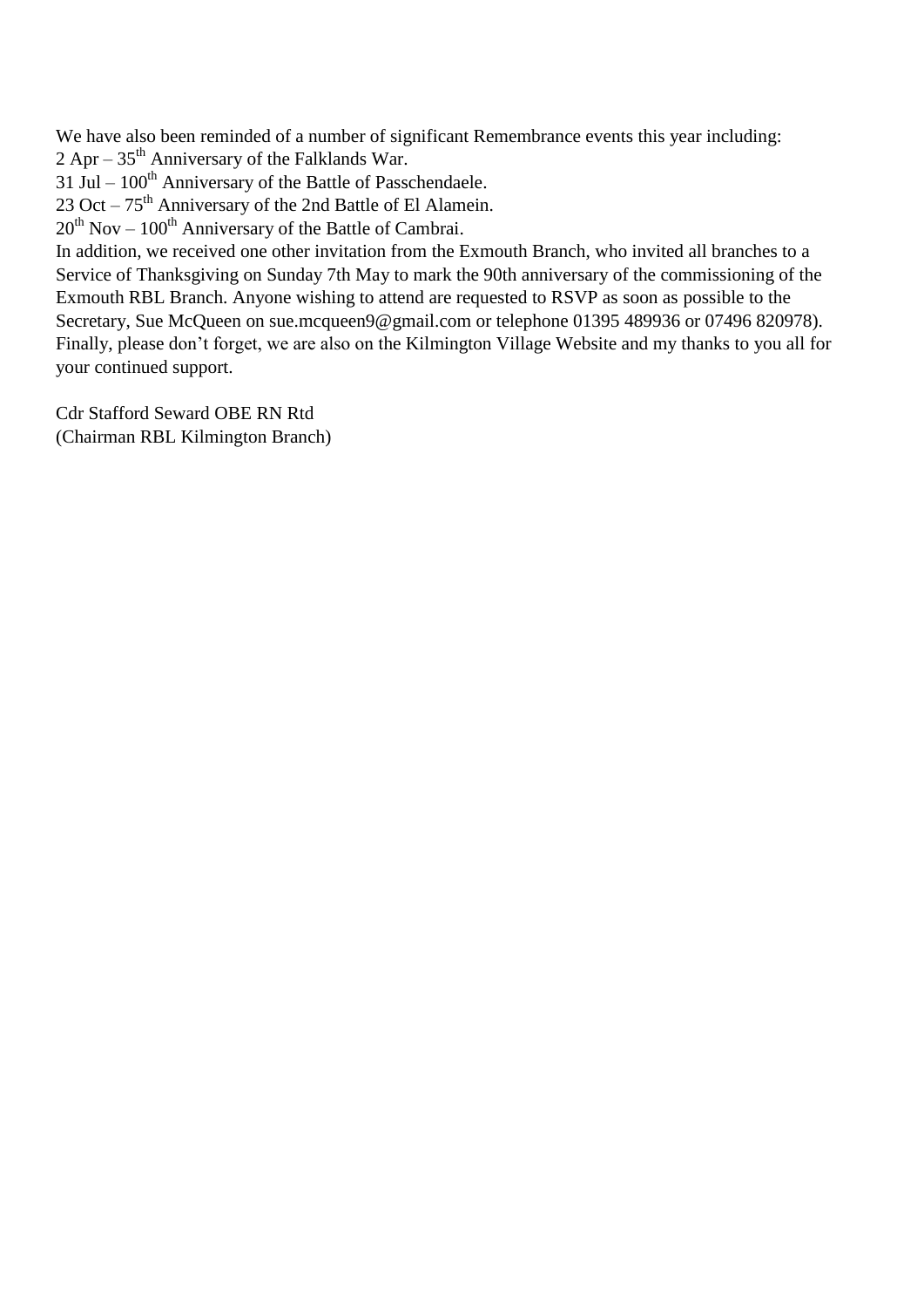We have also been reminded of a number of significant Remembrance events this year including:
2 Apr – 35th Anniversary of the Falklands War.
31 Jul – 100th Anniversary of the Battle of Passchendaele.
23 Oct – 75th Anniversary of the 2nd Battle of El Alamein.
20th Nov – 100th Anniversary of the Battle of Cambrai.
In addition, we received one other invitation from the Exmouth Branch, who invited all branches to a Service of Thanksgiving on Sunday 7th May to mark the 90th anniversary of the commissioning of the Exmouth RBL Branch. Anyone wishing to attend are requested to RSVP as soon as possible to the Secretary, Sue McQueen on sue.mcqueen9@gmail.com or telephone 01395 489936 or 07496 820978).
Finally, please don't forget, we are also on the Kilmington Village Website and my thanks to you all for your continued support.

Cdr Stafford Seward OBE RN Rtd
(Chairman RBL Kilmington Branch)